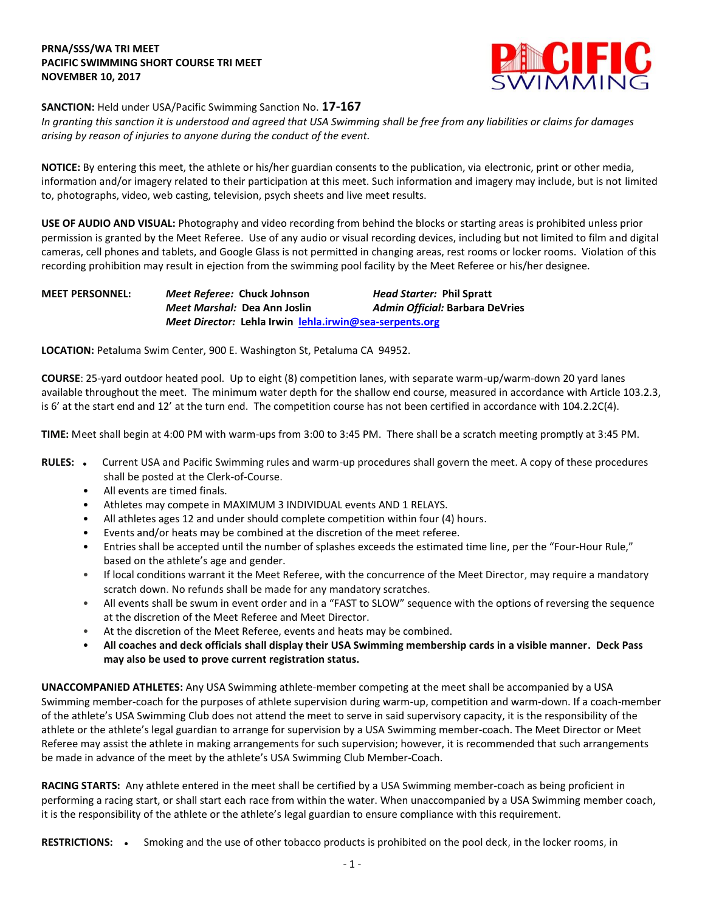**PRNA/SSS/WA TRI MEET**
**PACIFIC SWIMMING SHORT COURSE TRI MEET**
**NOVEMBER 10, 2017**

**SANCTION:** Held under USA/Pacific Swimming Sanction No. **17-167**
*In granting this sanction it is understood and agreed that USA Swimming shall be free from any liabilities or claims for damages arising by reason of injuries to anyone during the conduct of the event.*

**NOTICE:** By entering this meet, the athlete or his/her guardian consents to the publication, via electronic, print or other media, information and/or imagery related to their participation at this meet. Such information and imagery may include, but is not limited to, photographs, video, web casting, television, psych sheets and live meet results.

**USE OF AUDIO AND VISUAL:** Photography and video recording from behind the blocks or starting areas is prohibited unless prior permission is granted by the Meet Referee. Use of any audio or visual recording devices, including but not limited to film and digital cameras, cell phones and tablets, and Google Glass is not permitted in changing areas, rest rooms or locker rooms. Violation of this recording prohibition may result in ejection from the swimming pool facility by the Meet Referee or his/her designee.

**MEET PERSONNEL:**
*Meet Referee:* **Chuck Johnson** — *Head Starter:* **Phil Spratt**
*Meet Marshal:* **Dea Ann Joslin** — *Admin Official:* **Barbara DeVries**
*Meet Director:* **Lehla Irwin lehla.irwin@sea-serpents.org**

**LOCATION:** Petaluma Swim Center, 900 E. Washington St, Petaluma CA 94952.

**COURSE**: 25-yard outdoor heated pool. Up to eight (8) competition lanes, with separate warm-up/warm-down 20 yard lanes available throughout the meet. The minimum water depth for the shallow end course, measured in accordance with Article 103.2.3, is 6' at the start end and 12' at the turn end. The competition course has not been certified in accordance with 104.2.2C(4).

**TIME:** Meet shall begin at 4:00 PM with warm-ups from 3:00 to 3:45 PM. There shall be a scratch meeting promptly at 3:45 PM.

**RULES:**

- Current USA and Pacific Swimming rules and warm-up procedures shall govern the meet. A copy of these procedures shall be posted at the Clerk-of-Course.
- All events are timed finals.
- Athletes may compete in MAXIMUM 3 INDIVIDUAL events AND 1 RELAYS.
- All athletes ages 12 and under should complete competition within four (4) hours.
- Events and/or heats may be combined at the discretion of the meet referee.
- Entries shall be accepted until the number of splashes exceeds the estimated time line, per the "Four-Hour Rule," based on the athlete's age and gender.
- If local conditions warrant it the Meet Referee, with the concurrence of the Meet Director, may require a mandatory scratch down. No refunds shall be made for any mandatory scratches.
- All events shall be swum in event order and in a "FAST to SLOW" sequence with the options of reversing the sequence at the discretion of the Meet Referee and Meet Director.
- At the discretion of the Meet Referee, events and heats may be combined.
- **All coaches and deck officials shall display their USA Swimming membership cards in a visible manner. Deck Pass may also be used to prove current registration status.**

**UNACCOMPANIED ATHLETES:** Any USA Swimming athlete-member competing at the meet shall be accompanied by a USA Swimming member-coach for the purposes of athlete supervision during warm-up, competition and warm-down. If a coach-member of the athlete's USA Swimming Club does not attend the meet to serve in said supervisory capacity, it is the responsibility of the athlete or the athlete's legal guardian to arrange for supervision by a USA Swimming member-coach. The Meet Director or Meet Referee may assist the athlete in making arrangements for such supervision; however, it is recommended that such arrangements be made in advance of the meet by the athlete's USA Swimming Club Member-Coach.

**RACING STARTS:** Any athlete entered in the meet shall be certified by a USA Swimming member-coach as being proficient in performing a racing start, or shall start each race from within the water. When unaccompanied by a USA Swimming member coach, it is the responsibility of the athlete or the athlete's legal guardian to ensure compliance with this requirement.

**RESTRICTIONS:**

- Smoking and the use of other tobacco products is prohibited on the pool deck, in the locker rooms, in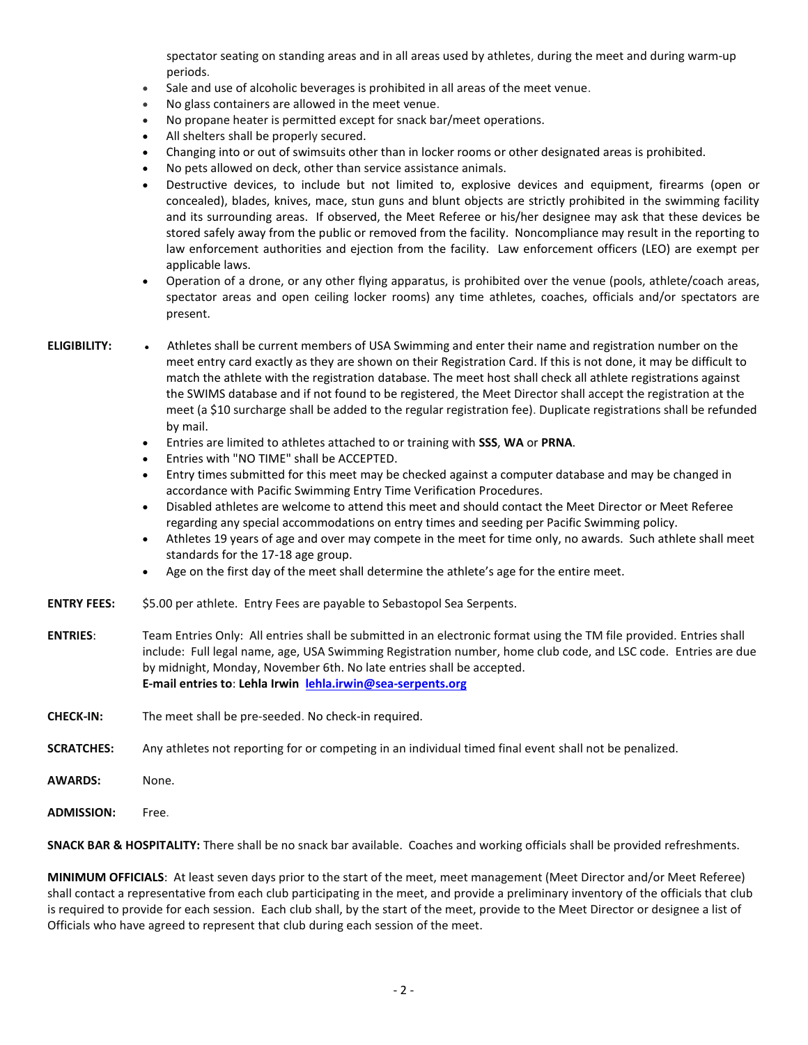spectator seating on standing areas and in all areas used by athletes, during the meet and during warm-up periods.

- Sale and use of alcoholic beverages is prohibited in all areas of the meet venue.
- No glass containers are allowed in the meet venue.
- No propane heater is permitted except for snack bar/meet operations.
- All shelters shall be properly secured.
- Changing into or out of swimsuits other than in locker rooms or other designated areas is prohibited.
- No pets allowed on deck, other than service assistance animals.
- Destructive devices, to include but not limited to, explosive devices and equipment, firearms (open or concealed), blades, knives, mace, stun guns and blunt objects are strictly prohibited in the swimming facility and its surrounding areas. If observed, the Meet Referee or his/her designee may ask that these devices be stored safely away from the public or removed from the facility. Noncompliance may result in the reporting to law enforcement authorities and ejection from the facility. Law enforcement officers (LEO) are exempt per applicable laws.
- Operation of a drone, or any other flying apparatus, is prohibited over the venue (pools, athlete/coach areas, spectator areas and open ceiling locker rooms) any time athletes, coaches, officials and/or spectators are present.

**ELIGIBILITY:**

- Athletes shall be current members of USA Swimming and enter their name and registration number on the meet entry card exactly as they are shown on their Registration Card. If this is not done, it may be difficult to match the athlete with the registration database. The meet host shall check all athlete registrations against the SWIMS database and if not found to be registered, the Meet Director shall accept the registration at the meet (a $10 surcharge shall be added to the regular registration fee). Duplicate registrations shall be refunded by mail.
- Entries are limited to athletes attached to or training with **SSS**, **WA** or **PRNA**.
- Entries with "NO TIME" shall be ACCEPTED.
- Entry times submitted for this meet may be checked against a computer database and may be changed in accordance with Pacific Swimming Entry Time Verification Procedures.
- Disabled athletes are welcome to attend this meet and should contact the Meet Director or Meet Referee regarding any special accommodations on entry times and seeding per Pacific Swimming policy.
- Athletes 19 years of age and over may compete in the meet for time only, no awards. Such athlete shall meet standards for the 17-18 age group.
- Age on the first day of the meet shall determine the athlete's age for the entire meet.

**ENTRY FEES:** $5.00 per athlete. Entry Fees are payable to Sebastopol Sea Serpents.

**ENTRIES**: Team Entries Only: All entries shall be submitted in an electronic format using the TM file provided. Entries shall include: Full legal name, age, USA Swimming Registration number, home club code, and LSC code. Entries are due by midnight, Monday, November 6th. No late entries shall be accepted.
**E-mail entries to**: **Lehla Irwin** **lehla.irwin@sea-serpents.org**

**CHECK-IN:** The meet shall be pre-seeded. No check-in required.

**SCRATCHES:** Any athletes not reporting for or competing in an individual timed final event shall not be penalized.

**AWARDS:** None.

**ADMISSION:** Free.

**SNACK BAR & HOSPITALITY:** There shall be no snack bar available. Coaches and working officials shall be provided refreshments.

**MINIMUM OFFICIALS**: At least seven days prior to the start of the meet, meet management (Meet Director and/or Meet Referee) shall contact a representative from each club participating in the meet, and provide a preliminary inventory of the officials that club is required to provide for each session. Each club shall, by the start of the meet, provide to the Meet Director or designee a list of Officials who have agreed to represent that club during each session of the meet.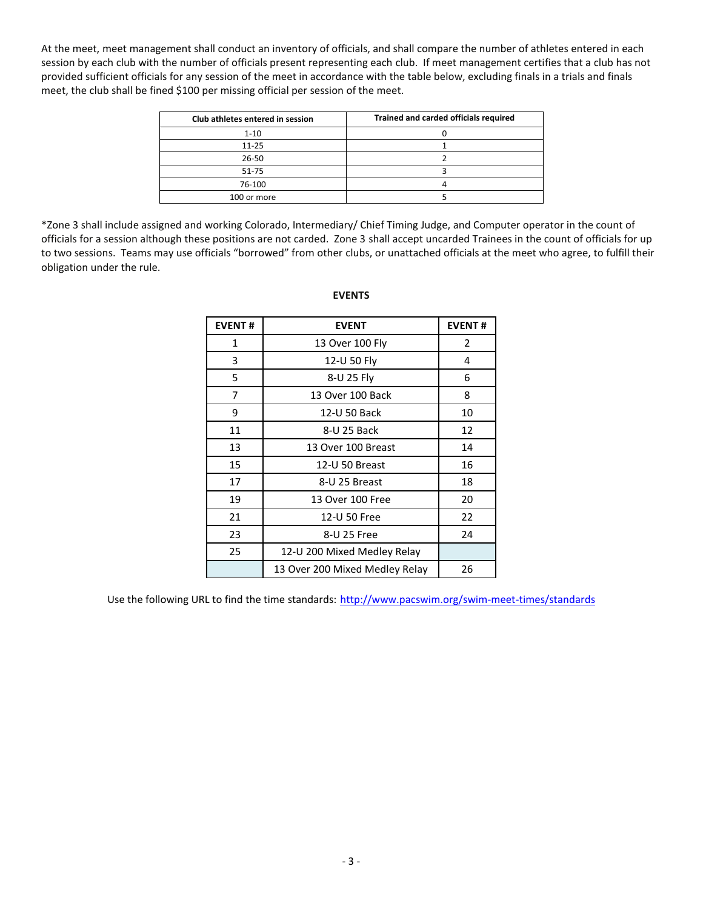At the meet, meet management shall conduct an inventory of officials, and shall compare the number of athletes entered in each session by each club with the number of officials present representing each club. If meet management certifies that a club has not provided sufficient officials for any session of the meet in accordance with the table below, excluding finals in a trials and finals meet, the club shall be fined $100 per missing official per session of the meet.

| Club athletes entered in session | Trained and carded officials required |
|---|---|
| 1-10 | 0 |
| 11-25 | 1 |
| 26-50 | 2 |
| 51-75 | 3 |
| 76-100 | 4 |
| 100 or more | 5 |

*Zone 3 shall include assigned and working Colorado, Intermediary/ Chief Timing Judge, and Computer operator in the count of officials for a session although these positions are not carded. Zone 3 shall accept uncarded Trainees in the count of officials for up to two sessions. Teams may use officials "borrowed" from other clubs, or unattached officials at the meet who agree, to fulfill their obligation under the rule.

**EVENTS**

| EVENT # | EVENT | EVENT # |
|---|---|---|
| 1 | 13 Over 100 Fly | 2 |
| 3 | 12-U 50 Fly | 4 |
| 5 | 8-U 25 Fly | 6 |
| 7 | 13 Over 100 Back | 8 |
| 9 | 12-U 50 Back | 10 |
| 11 | 8-U 25 Back | 12 |
| 13 | 13 Over 100 Breast | 14 |
| 15 | 12-U 50 Breast | 16 |
| 17 | 8-U 25 Breast | 18 |
| 19 | 13 Over 100 Free | 20 |
| 21 | 12-U 50 Free | 22 |
| 23 | 8-U 25 Free | 24 |
| 25 | 12-U 200 Mixed Medley Relay | |
| | 13 Over 200 Mixed Medley Relay | 26 |

Use the following URL to find the time standards: http://www.pacswim.org/swim-meet-times/standards